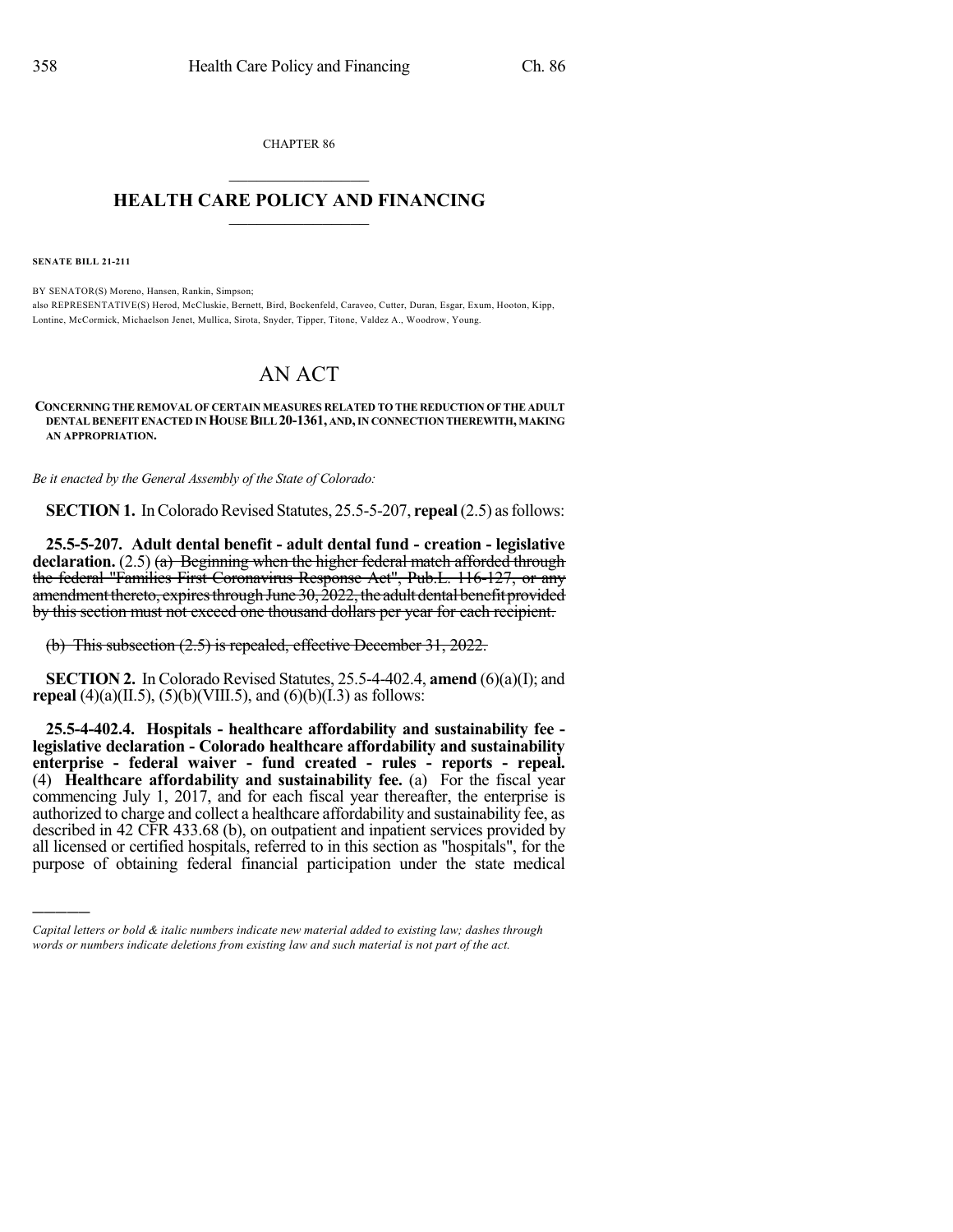CHAPTER 86

## HEALTH CARE POLICY AND FINANCING

**SENATE BILL 21-211**

BY SENATOR(S) Moreno, Hansen, Rankin, Simpson;
also REPRESENTATIVE(S) Herod, McCluskie, Bernett, Bird, Bockenfeld, Caraveo, Cutter, Duran, Esgar, Exum, Hooton, Kipp, Lontine, McCormick, Michaelson Jenet, Mullica, Sirota, Snyder, Tipper, Titone, Valdez A., Woodrow, Young.

# AN ACT

**CONCERNING THE REMOVAL OF CERTAIN MEASURES RELATED TO THE REDUCTION OF THE ADULT DENTAL BENEFIT ENACTED IN HOUSE BILL 20-1361, AND, IN CONNECTION THEREWITH, MAKING AN APPROPRIATION.**

*Be it enacted by the General Assembly of the State of Colorado:*

**SECTION 1.** In Colorado Revised Statutes, 25.5-5-207, **repeal** (2.5) as follows:

**25.5-5-207. Adult dental benefit - adult dental fund - creation - legislative declaration.** (2.5) ~~(a) Beginning when the higher federal match afforded through the federal "Families First Coronavirus Response Act", Pub.L. 116-127, or any amendment thereto, expires through June 30, 2022, the adult dental benefit provided by this section must not exceed one thousand dollars per year for each recipient.~~

~~(b) This subsection (2.5) is repealed, effective December 31, 2022.~~

**SECTION 2.** In Colorado Revised Statutes, 25.5-4-402.4, **amend** (6)(a)(I); and **repeal** (4)(a)(II.5), (5)(b)(VIII.5), and (6)(b)(I.3) as follows:

**25.5-4-402.4. Hospitals - healthcare affordability and sustainability fee - legislative declaration - Colorado healthcare affordability and sustainability enterprise - federal waiver - fund created - rules - reports - repeal.** (4) **Healthcare affordability and sustainability fee.** (a) For the fiscal year commencing July 1, 2017, and for each fiscal year thereafter, the enterprise is authorized to charge and collect a healthcare affordability and sustainability fee, as described in 42 CFR 433.68 (b), on outpatient and inpatient services provided by all licensed or certified hospitals, referred to in this section as "hospitals", for the purpose of obtaining federal financial participation under the state medical

---

*Capital letters or bold & italic numbers indicate new material added to existing law; dashes through words or numbers indicate deletions from existing law and such material is not part of the act.*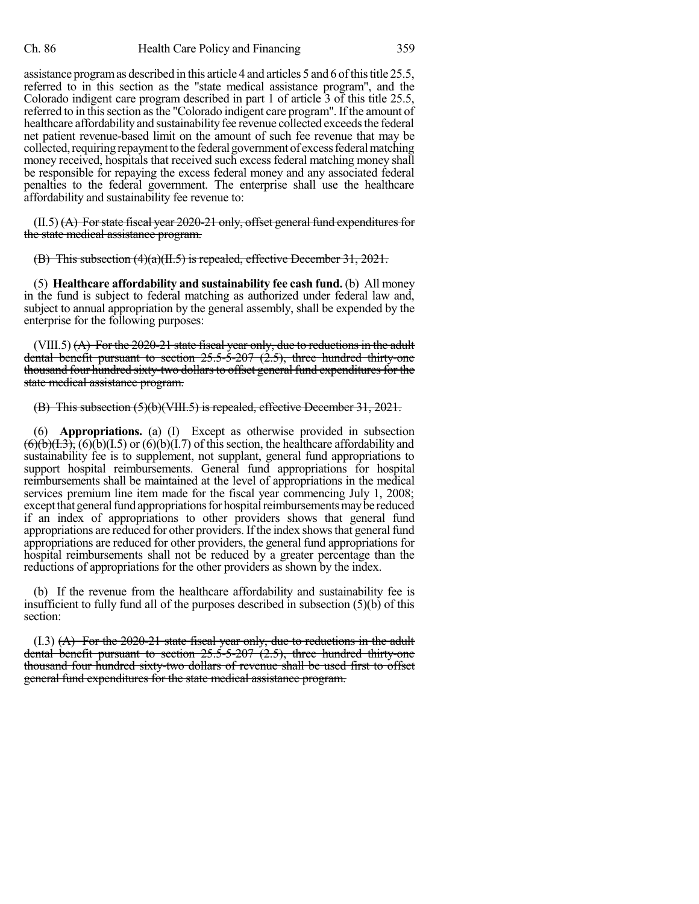assistance program as described in this article 4 and articles 5 and 6 of this title 25.5, referred to in this section as the "state medical assistance program", and the Colorado indigent care program described in part 1 of article 3 of this title 25.5, referred to in this section as the "Colorado indigent care program". If the amount of healthcare affordability and sustainability fee revenue collected exceeds the federal net patient revenue-based limit on the amount of such fee revenue that may be collected, requiring repayment to the federal government of excess federal matching money received, hospitals that received such excess federal matching money shall be responsible for repaying the excess federal money and any associated federal penalties to the federal government. The enterprise shall use the healthcare affordability and sustainability fee revenue to:

(II.5) ~~(A) For state fiscal year 2020-21 only, offset general fund expenditures for the state medical assistance program.~~

~~(B) This subsection (4)(a)(II.5) is repealed, effective December 31, 2021.~~

(5) **Healthcare affordability and sustainability fee cash fund.** (b) All money in the fund is subject to federal matching as authorized under federal law and, subject to annual appropriation by the general assembly, shall be expended by the enterprise for the following purposes:

(VIII.5) ~~(A) For the 2020-21 state fiscal year only, due to reductions in the adult dental benefit pursuant to section 25.5-5-207 (2.5), three hundred thirty-one thousand four hundred sixty-two dollars to offset general fund expenditures for the state medical assistance program.~~

~~(B) This subsection (5)(b)(VIII.5) is repealed, effective December 31, 2021.~~

(6) **Appropriations.** (a) (I) Except as otherwise provided in subsection ~~(6)(b)(I.3),~~ (6)(b)(I.5) or (6)(b)(I.7) of this section, the healthcare affordability and sustainability fee is to supplement, not supplant, general fund appropriations to support hospital reimbursements. General fund appropriations for hospital reimbursements shall be maintained at the level of appropriations in the medical services premium line item made for the fiscal year commencing July 1, 2008; except that general fund appropriations for hospital reimbursements may be reduced if an index of appropriations to other providers shows that general fund appropriations are reduced for other providers. If the index shows that general fund appropriations are reduced for other providers, the general fund appropriations for hospital reimbursements shall not be reduced by a greater percentage than the reductions of appropriations for the other providers as shown by the index.

(b) If the revenue from the healthcare affordability and sustainability fee is insufficient to fully fund all of the purposes described in subsection (5)(b) of this section:

(I.3) ~~(A) For the 2020-21 state fiscal year only, due to reductions in the adult dental benefit pursuant to section 25.5-5-207 (2.5), three hundred thirty-one thousand four hundred sixty-two dollars of revenue shall be used first to offset general fund expenditures for the state medical assistance program.~~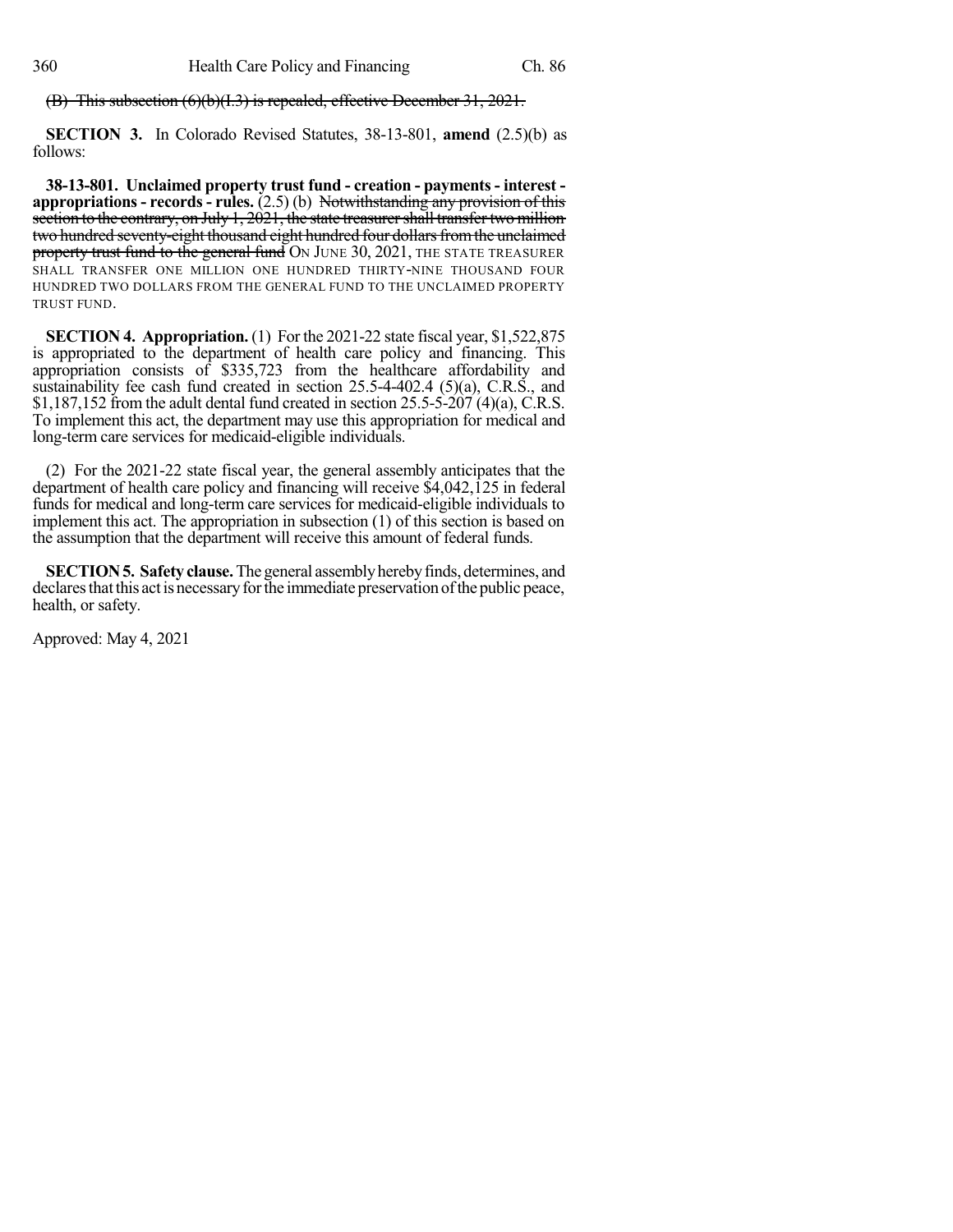~~(B) This subsection (6)(b)(I.3) is repealed, effective December 31, 2021.~~

**SECTION 3.** In Colorado Revised Statutes, 38-13-801, **amend** (2.5)(b) as follows:

**38-13-801. Unclaimed property trust fund - creation - payments - interest - appropriations - records - rules.** (2.5) (b) ~~Notwithstanding any provision of this section to the contrary, on July 1, 2021, the state treasurer shall transfer two million two hundred seventy-eight thousand eight hundred four dollars from the unclaimed property trust fund to the general fund~~ ON JUNE 30, 2021, THE STATE TREASURER SHALL TRANSFER ONE MILLION ONE HUNDRED THIRTY-NINE THOUSAND FOUR HUNDRED TWO DOLLARS FROM THE GENERAL FUND TO THE UNCLAIMED PROPERTY TRUST FUND.

**SECTION 4. Appropriation.** (1) For the 2021-22 state fiscal year, $1,522,875 is appropriated to the department of health care policy and financing. This appropriation consists of $335,723 from the healthcare affordability and sustainability fee cash fund created in section 25.5-4-402.4 (5)(a), C.R.S., and $1,187,152 from the adult dental fund created in section 25.5-5-207 (4)(a), C.R.S. To implement this act, the department may use this appropriation for medical and long-term care services for medicaid-eligible individuals.

(2) For the 2021-22 state fiscal year, the general assembly anticipates that the department of health care policy and financing will receive $4,042,125 in federal funds for medical and long-term care services for medicaid-eligible individuals to implement this act. The appropriation in subsection (1) of this section is based on the assumption that the department will receive this amount of federal funds.

**SECTION 5. Safety clause.** The general assembly hereby finds, determines, and declares that this act is necessary for the immediate preservation of the public peace, health, or safety.

Approved: May 4, 2021